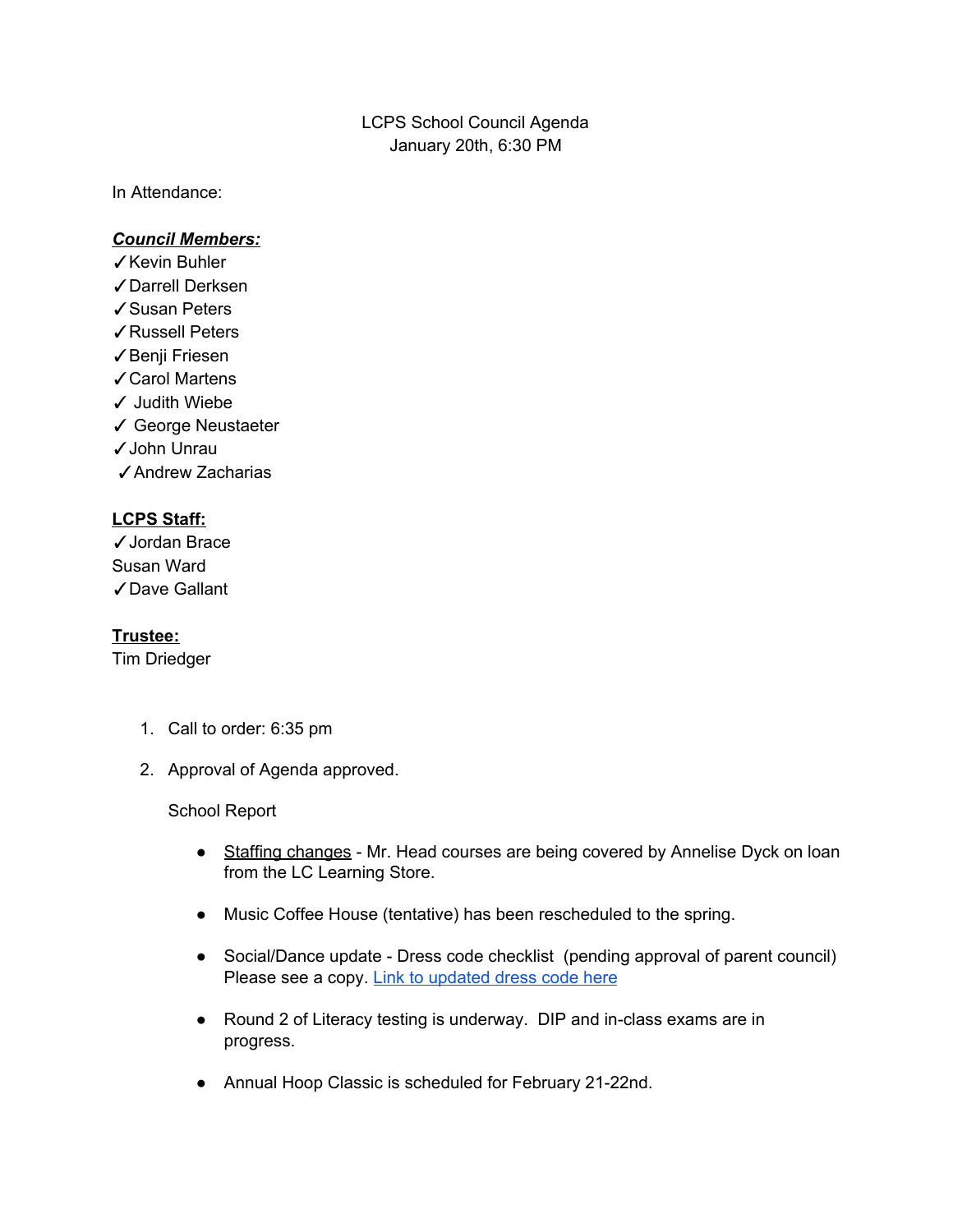LCPS School Council Agenda
January 20th, 6:30 PM

In Attendance:

***Council Members:***

✓Kevin Buhler
✓Darrell Derksen
✓Susan Peters
✓Russell Peters
✓Benji Friesen
✓Carol Martens
✓ Judith Wiebe
✓ George Neustaeter
✓John Unrau
✓Andrew Zacharias

**LCPS Staff:**

✓Jordan Brace
Susan Ward
✓Dave Gallant

**Trustee:**

Tim Driedger

1. Call to order: 6:35 pm

2. Approval of Agenda approved.

   School Report

   - Staffing changes - Mr. Head courses are being covered by Annelise Dyck on loan from the LC Learning Store.

   - Music Coffee House (tentative) has been rescheduled to the spring.

   - Social/Dance update - Dress code checklist (pending approval of parent council) Please see a copy. Link to updated dress code here

   - Round 2 of Literacy testing is underway. DIP and in-class exams are in progress.

   - Annual Hoop Classic is scheduled for February 21-22nd.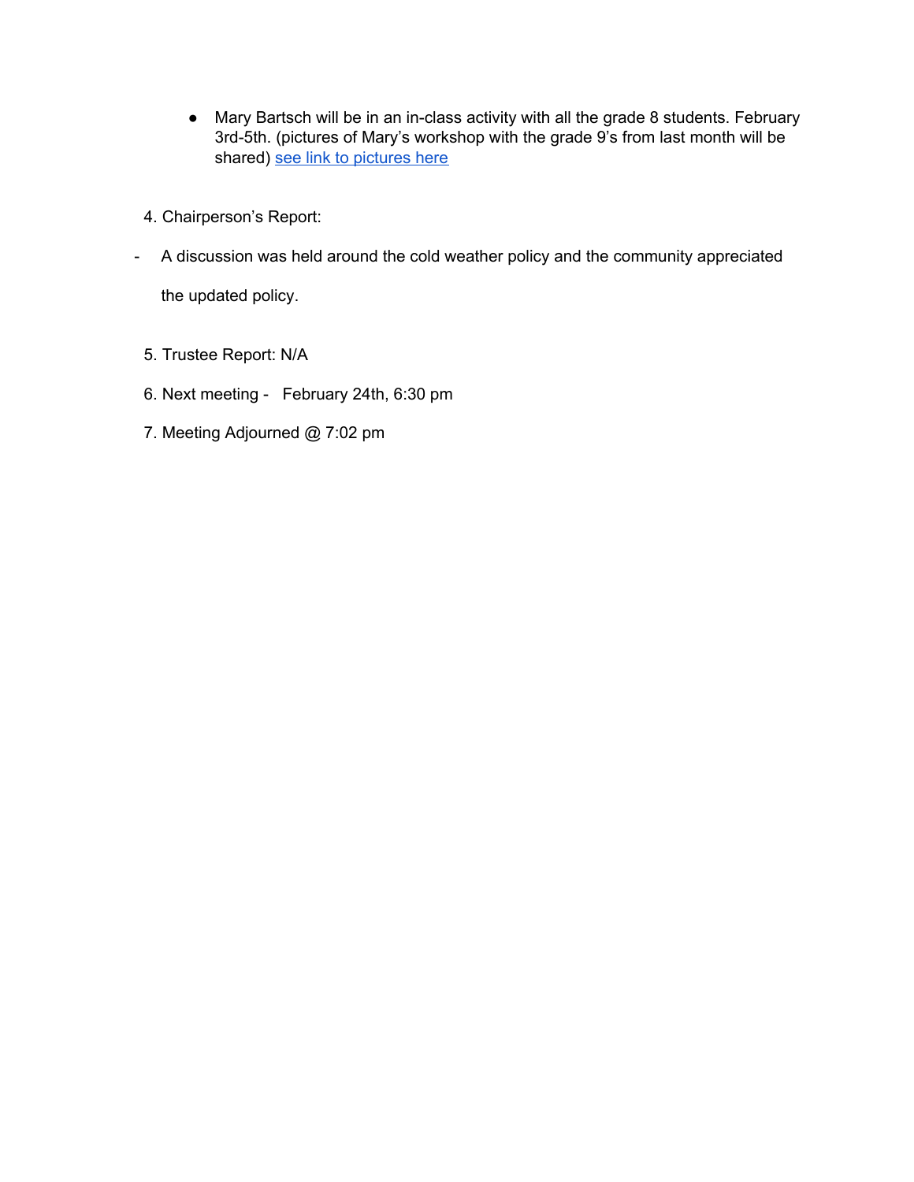- Mary Bartsch will be in an in-class activity with all the grade 8 students. February 3rd-5th. (pictures of Mary's workshop with the grade 9's from last month will be shared) see link to pictures here

4. Chairperson's Report:

- A discussion was held around the cold weather policy and the community appreciated the updated policy.

5. Trustee Report: N/A
6. Next meeting - February 24th, 6:30 pm
7. Meeting Adjourned @ 7:02 pm